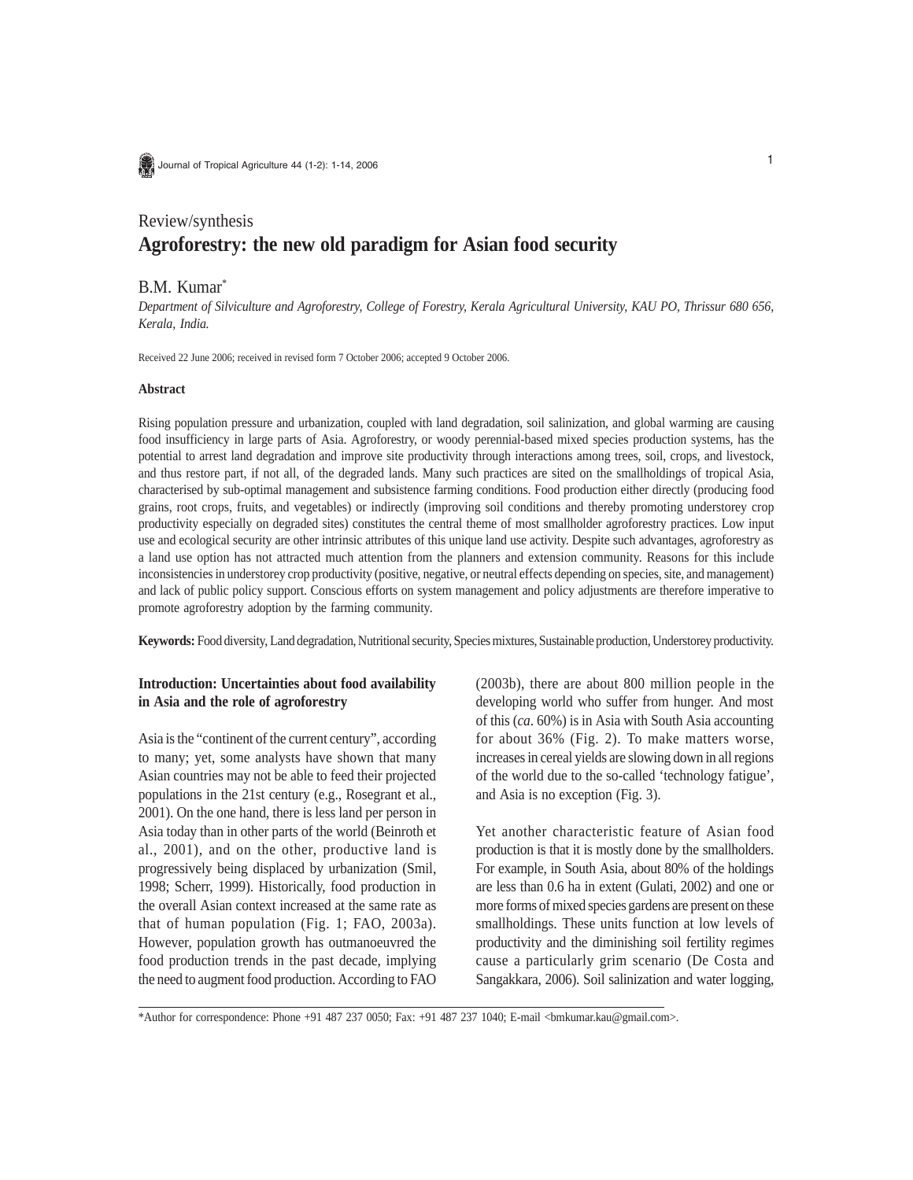Review/synthesis

# Agroforestry: the new old paradigm for Asian food security

B.M. Kumar*

*Department of Silviculture and Agroforestry, College of Forestry, Kerala Agricultural University, KAU PO, Thrissur 680 656, Kerala, India.*

Received 22 June 2006; received in revised form 7 October 2006; accepted 9 October 2006.

### Abstract

Rising population pressure and urbanization, coupled with land degradation, soil salinization, and global warming are causing food insufficiency in large parts of Asia. Agroforestry, or woody perennial-based mixed species production systems, has the potential to arrest land degradation and improve site productivity through interactions among trees, soil, crops, and livestock, and thus restore part, if not all, of the degraded lands. Many such practices are sited on the smallholdings of tropical Asia, characterised by sub-optimal management and subsistence farming conditions. Food production either directly (producing food grains, root crops, fruits, and vegetables) or indirectly (improving soil conditions and thereby promoting understorey crop productivity especially on degraded sites) constitutes the central theme of most smallholder agroforestry practices. Low input use and ecological security are other intrinsic attributes of this unique land use activity. Despite such advantages, agroforestry as a land use option has not attracted much attention from the planners and extension community. Reasons for this include inconsistencies in understorey crop productivity (positive, negative, or neutral effects depending on species, site, and management) and lack of public policy support. Conscious efforts on system management and policy adjustments are therefore imperative to promote agroforestry adoption by the farming community.

**Keywords:** Food diversity, Land degradation, Nutritional security, Species mixtures, Sustainable production, Understorey productivity.

## Introduction: Uncertainties about food availability in Asia and the role of agroforestry

Asia is the "continent of the current century", according to many; yet, some analysts have shown that many Asian countries may not be able to feed their projected populations in the 21st century (e.g., Rosegrant et al., 2001). On the one hand, there is less land per person in Asia today than in other parts of the world (Beinroth et al., 2001), and on the other, productive land is progressively being displaced by urbanization (Smil, 1998; Scherr, 1999). Historically, food production in the overall Asian context increased at the same rate as that of human population (Fig. 1; FAO, 2003a). However, population growth has outmanoeuvred the food production trends in the past decade, implying the need to augment food production. According to FAO (2003b), there are about 800 million people in the developing world who suffer from hunger. And most of this (*ca*. 60%) is in Asia with South Asia accounting for about 36% (Fig. 2). To make matters worse, increases in cereal yields are slowing down in all regions of the world due to the so-called 'technology fatigue', and Asia is no exception (Fig. 3).

Yet another characteristic feature of Asian food production is that it is mostly done by the smallholders. For example, in South Asia, about 80% of the holdings are less than 0.6 ha in extent (Gulati, 2002) and one or more forms of mixed species gardens are present on these smallholdings. These units function at low levels of productivity and the diminishing soil fertility regimes cause a particularly grim scenario (De Costa and Sangakkara, 2006). Soil salinization and water logging,

*Author for correspondence: Phone +91 487 237 0050; Fax: +91 487 237 1040; E-mail <bmkumar.kau@gmail.com>.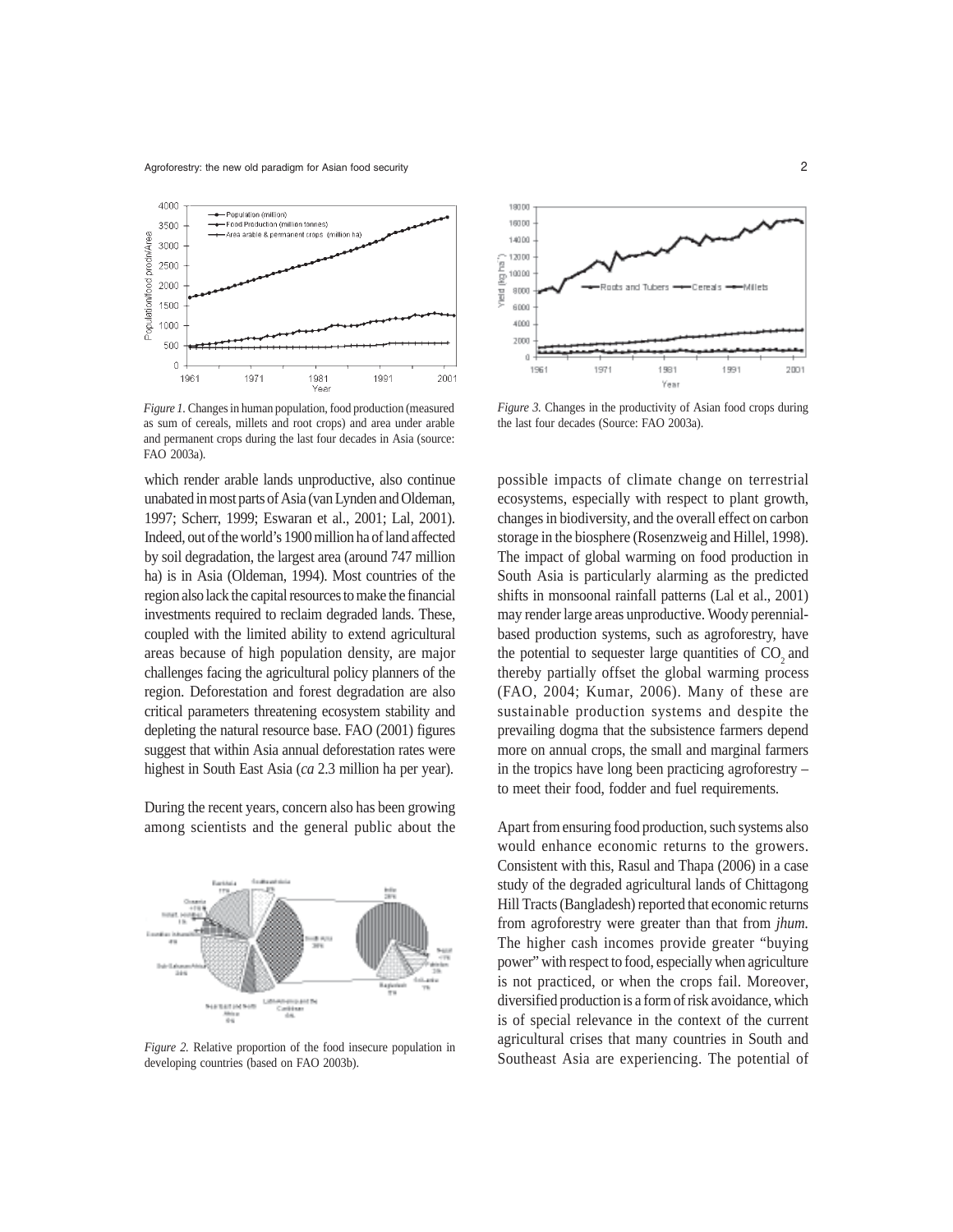*Figure 1.* Changes in human population, food production (measured as sum of cereals, millets and root crops) and area under arable and permanent crops during the last four decades in Asia (source: FAO 2003a).

which render arable lands unproductive, also continue unabated in most parts of Asia (van Lynden and Oldeman, 1997; Scherr, 1999; Eswaran et al., 2001; Lal, 2001). Indeed, out of the world's 1900 million ha of land affected by soil degradation, the largest area (around 747 million ha) is in Asia (Oldeman, 1994). Most countries of the region also lack the capital resources to make the financial investments required to reclaim degraded lands. These, coupled with the limited ability to extend agricultural areas because of high population density, are major challenges facing the agricultural policy planners of the region. Deforestation and forest degradation are also critical parameters threatening ecosystem stability and depleting the natural resource base. FAO (2001) figures suggest that within Asia annual deforestation rates were highest in South East Asia (*ca* 2.3 million ha per year).

During the recent years, concern also has been growing among scientists and the general public about the

*Figure 2.* Relative proportion of the food insecure population in developing countries (based on FAO 2003b).

*Figure 3.* Changes in the productivity of Asian food crops during the last four decades (Source: FAO 2003a).

possible impacts of climate change on terrestrial ecosystems, especially with respect to plant growth, changes in biodiversity, and the overall effect on carbon storage in the biosphere (Rosenzweig and Hillel, 1998). The impact of global warming on food production in South Asia is particularly alarming as the predicted shifts in monsoonal rainfall patterns (Lal et al., 2001) may render large areas unproductive. Woody perennial-based production systems, such as agroforestry, have the potential to sequester large quantities of $CO_2$ and thereby partially offset the global warming process (FAO, 2004; Kumar, 2006). Many of these are sustainable production systems and despite the prevailing dogma that the subsistence farmers depend more on annual crops, the small and marginal farmers in the tropics have long been practicing agroforestry – to meet their food, fodder and fuel requirements.

Apart from ensuring food production, such systems also would enhance economic returns to the growers. Consistent with this, Rasul and Thapa (2006) in a case study of the degraded agricultural lands of Chittagong Hill Tracts (Bangladesh) reported that economic returns from agroforestry were greater than that from *jhum.* The higher cash incomes provide greater "buying power" with respect to food, especially when agriculture is not practiced, or when the crops fail. Moreover, diversified production is a form of risk avoidance, which is of special relevance in the context of the current agricultural crises that many countries in South and Southeast Asia are experiencing. The potential of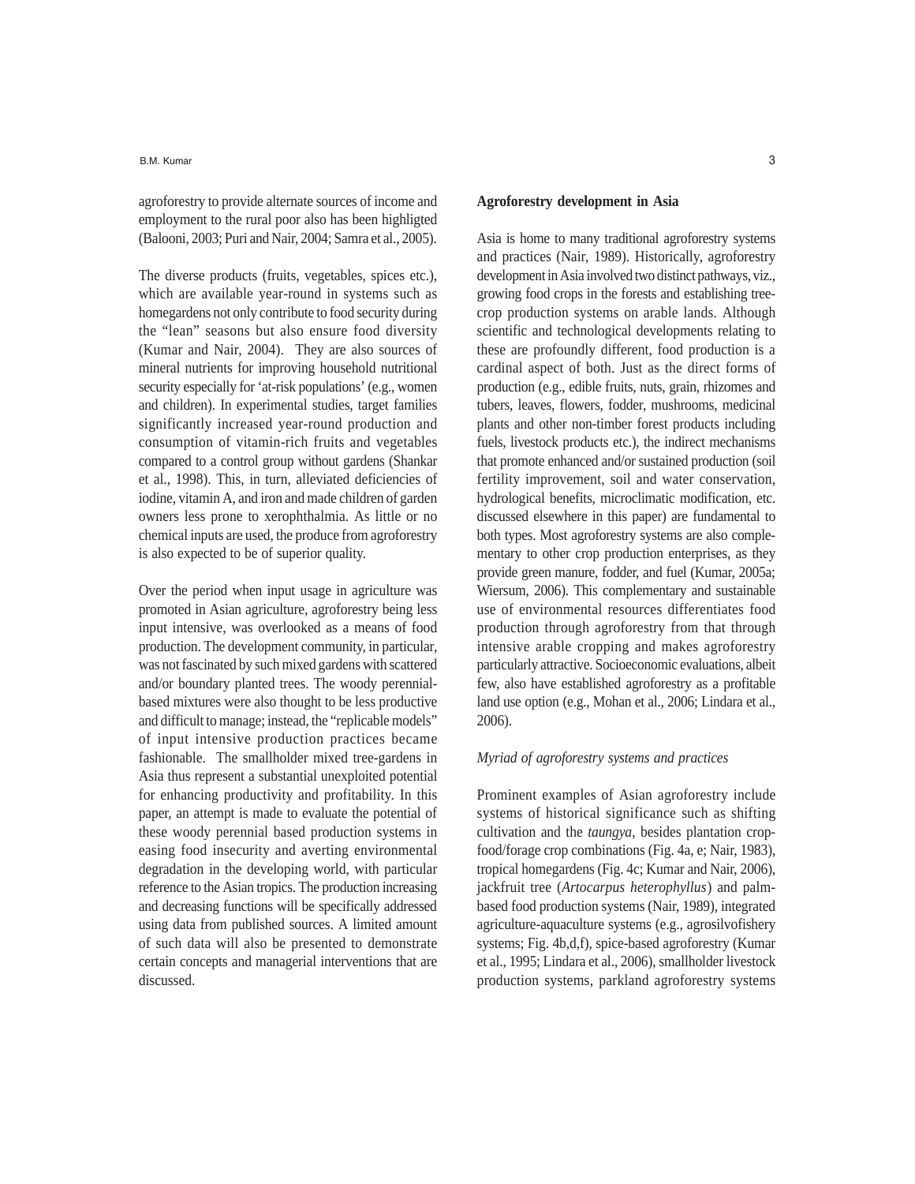agroforestry to provide alternate sources of income and employment to the rural poor also has been highligted (Balooni, 2003; Puri and Nair, 2004; Samra et al., 2005).

The diverse products (fruits, vegetables, spices etc.), which are available year-round in systems such as homegardens not only contribute to food security during the "lean" seasons but also ensure food diversity (Kumar and Nair, 2004). They are also sources of mineral nutrients for improving household nutritional security especially for 'at-risk populations' (e.g., women and children). In experimental studies, target families significantly increased year-round production and consumption of vitamin-rich fruits and vegetables compared to a control group without gardens (Shankar et al., 1998). This, in turn, alleviated deficiencies of iodine, vitamin A, and iron and made children of garden owners less prone to xerophthalmia. As little or no chemical inputs are used, the produce from agroforestry is also expected to be of superior quality.

Over the period when input usage in agriculture was promoted in Asian agriculture, agroforestry being less input intensive, was overlooked as a means of food production. The development community, in particular, was not fascinated by such mixed gardens with scattered and/or boundary planted trees. The woody perennial-based mixtures were also thought to be less productive and difficult to manage; instead, the "replicable models" of input intensive production practices became fashionable. The smallholder mixed tree-gardens in Asia thus represent a substantial unexploited potential for enhancing productivity and profitability. In this paper, an attempt is made to evaluate the potential of these woody perennial based production systems in easing food insecurity and averting environmental degradation in the developing world, with particular reference to the Asian tropics. The production increasing and decreasing functions will be specifically addressed using data from published sources. A limited amount of such data will also be presented to demonstrate certain concepts and managerial interventions that are discussed.

## Agroforestry development in Asia

Asia is home to many traditional agroforestry systems and practices (Nair, 1989). Historically, agroforestry development in Asia involved two distinct pathways, viz., growing food crops in the forests and establishing tree-crop production systems on arable lands. Although scientific and technological developments relating to these are profoundly different, food production is a cardinal aspect of both. Just as the direct forms of production (e.g., edible fruits, nuts, grain, rhizomes and tubers, leaves, flowers, fodder, mushrooms, medicinal plants and other non-timber forest products including fuels, livestock products etc.), the indirect mechanisms that promote enhanced and/or sustained production (soil fertility improvement, soil and water conservation, hydrological benefits, microclimatic modification, etc. discussed elsewhere in this paper) are fundamental to both types. Most agroforestry systems are also complementary to other crop production enterprises, as they provide green manure, fodder, and fuel (Kumar, 2005a; Wiersum, 2006). This complementary and sustainable use of environmental resources differentiates food production through agroforestry from that through intensive arable cropping and makes agroforestry particularly attractive. Socioeconomic evaluations, albeit few, also have established agroforestry as a profitable land use option (e.g., Mohan et al., 2006; Lindara et al., 2006).

### *Myriad of agroforestry systems and practices*

Prominent examples of Asian agroforestry include systems of historical significance such as shifting cultivation and the *taungya*, besides plantation crop-food/forage crop combinations (Fig. 4a, e; Nair, 1983), tropical homegardens (Fig. 4c; Kumar and Nair, 2006), jackfruit tree (*Artocarpus heterophyllus*) and palm-based food production systems (Nair, 1989), integrated agriculture-aquaculture systems (e.g., agrosilvofishery systems; Fig. 4b,d,f), spice-based agroforestry (Kumar et al., 1995; Lindara et al., 2006), smallholder livestock production systems, parkland agroforestry systems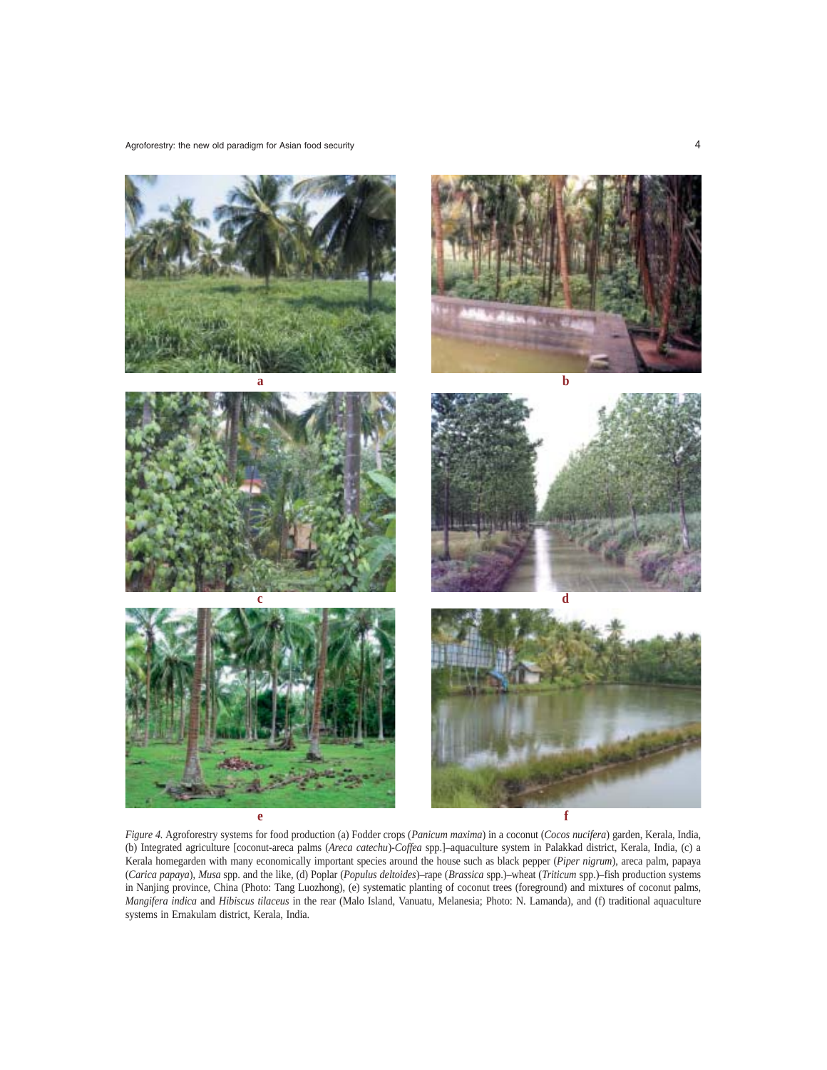a

b

c

d

e

f

*Figure 4.* Agroforestry systems for food production (a) Fodder crops (*Panicum maxima*) in a coconut (*Cocos nucifera*) garden, Kerala, India, (b) Integrated agriculture [coconut-areca palms (*Areca catechu*)-*Coffea* spp.]–aquaculture system in Palakkad district, Kerala, India, (c) a Kerala homegarden with many economically important species around the house such as black pepper (*Piper nigrum*), areca palm, papaya (*Carica papaya*), *Musa* spp. and the like, (d) Poplar (*Populus deltoides*)–rape (*Brassica* spp.)–wheat (*Triticum* spp.)–fish production systems in Nanjing province, China (Photo: Tang Luozhong), (e) systematic planting of coconut trees (foreground) and mixtures of coconut palms, *Mangifera indica* and *Hibiscus tilaceus* in the rear (Malo Island, Vanuatu, Melanesia; Photo: N. Lamanda), and (f) traditional aquaculture systems in Ernakulam district, Kerala, India.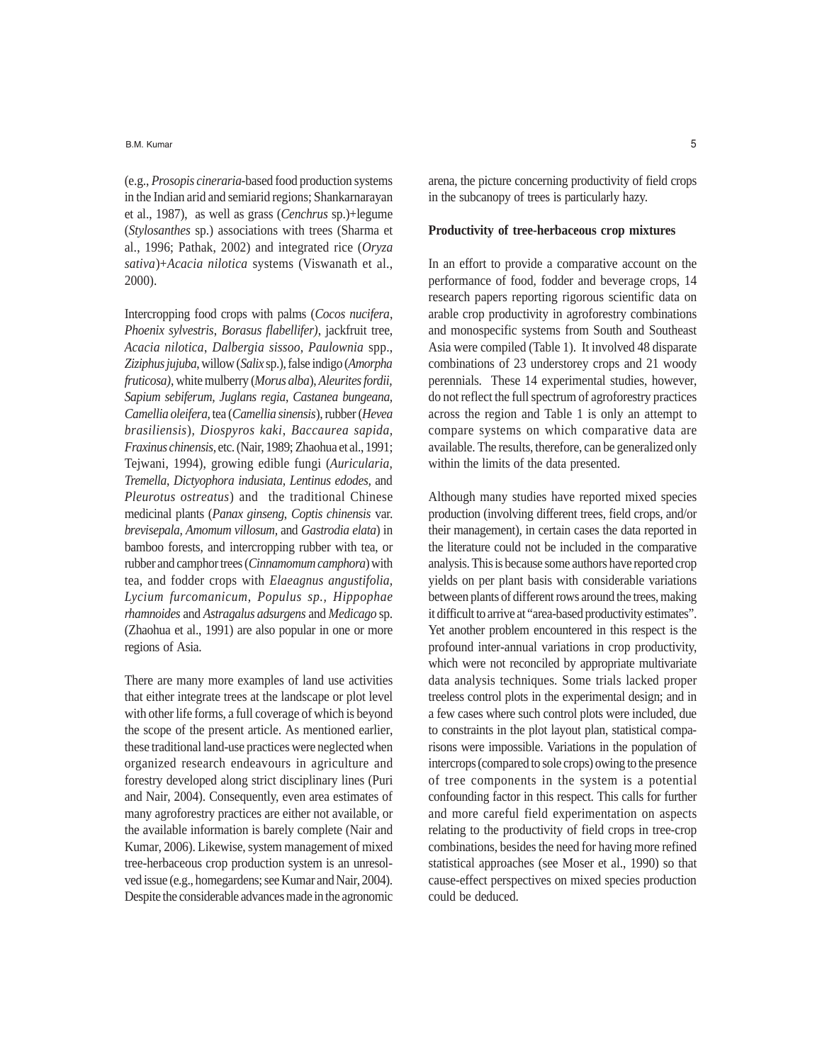(e.g., *Prosopis cineraria*-based food production systems in the Indian arid and semiarid regions; Shankarnarayan et al., 1987), as well as grass (*Cenchrus* sp.)+legume (*Stylosanthes* sp.) associations with trees (Sharma et al., 1996; Pathak, 2002) and integrated rice (*Oryza sativa*)+*Acacia nilotica* systems (Viswanath et al., 2000).

Intercropping food crops with palms (*Cocos nucifera*, *Phoenix sylvestris*, *Borasus flabellifer)*, jackfruit tree, *Acacia nilotica*, *Dalbergia sissoo*, *Paulownia* spp., *Ziziphus jujuba*, willow (*Salix* sp.), false indigo (*Amorpha fruticosa)*, white mulberry (*Morus alba*), *Aleurites fordii, Sapium sebiferum, Juglans regia, Castanea bungeana, Camellia oleifera*, tea (*Camellia sinensis*), rubber (*Hevea brasiliensis*), *Diospyros kaki*, *Baccaurea sapida*, *Fraxinus chinensis*, etc. (Nair, 1989; Zhaohua et al., 1991; Tejwani, 1994), growing edible fungi (*Auricularia, Tremella, Dictyophora indusiata, Lentinus edodes,* and *Pleurotus ostreatus*) and the traditional Chinese medicinal plants (*Panax ginseng*, *Coptis chinensis* var. *brevisepala, Amomum villosum,* and *Gastrodia elata*) in bamboo forests, and intercropping rubber with tea, or rubber and camphor trees (*Cinnamomum camphora*) with tea, and fodder crops with *Elaeagnus angustifolia, Lycium furcomanicum, Populus sp., Hippophae rhamnoides* and *Astragalus adsurgens* and *Medicago* sp. (Zhaohua et al., 1991) are also popular in one or more regions of Asia.

There are many more examples of land use activities that either integrate trees at the landscape or plot level with other life forms, a full coverage of which is beyond the scope of the present article. As mentioned earlier, these traditional land-use practices were neglected when organized research endeavours in agriculture and forestry developed along strict disciplinary lines (Puri and Nair, 2004). Consequently, even area estimates of many agroforestry practices are either not available, or the available information is barely complete (Nair and Kumar, 2006). Likewise, system management of mixed tree-herbaceous crop production system is an unresolved issue (e.g., homegardens; see Kumar and Nair, 2004). Despite the considerable advances made in the agronomic arena, the picture concerning productivity of field crops in the subcanopy of trees is particularly hazy.

**Productivity of tree-herbaceous crop mixtures**

In an effort to provide a comparative account on the performance of food, fodder and beverage crops, 14 research papers reporting rigorous scientific data on arable crop productivity in agroforestry combinations and monospecific systems from South and Southeast Asia were compiled (Table 1). It involved 48 disparate combinations of 23 understorey crops and 21 woody perennials. These 14 experimental studies, however, do not reflect the full spectrum of agroforestry practices across the region and Table 1 is only an attempt to compare systems on which comparative data are available. The results, therefore, can be generalized only within the limits of the data presented.

Although many studies have reported mixed species production (involving different trees, field crops, and/or their management), in certain cases the data reported in the literature could not be included in the comparative analysis. This is because some authors have reported crop yields on per plant basis with considerable variations between plants of different rows around the trees, making it difficult to arrive at "area-based productivity estimates". Yet another problem encountered in this respect is the profound inter-annual variations in crop productivity, which were not reconciled by appropriate multivariate data analysis techniques. Some trials lacked proper treeless control plots in the experimental design; and in a few cases where such control plots were included, due to constraints in the plot layout plan, statistical comparisons were impossible. Variations in the population of intercrops (compared to sole crops) owing to the presence of tree components in the system is a potential confounding factor in this respect. This calls for further and more careful field experimentation on aspects relating to the productivity of field crops in tree-crop combinations, besides the need for having more refined statistical approaches (see Moser et al., 1990) so that cause-effect perspectives on mixed species production could be deduced.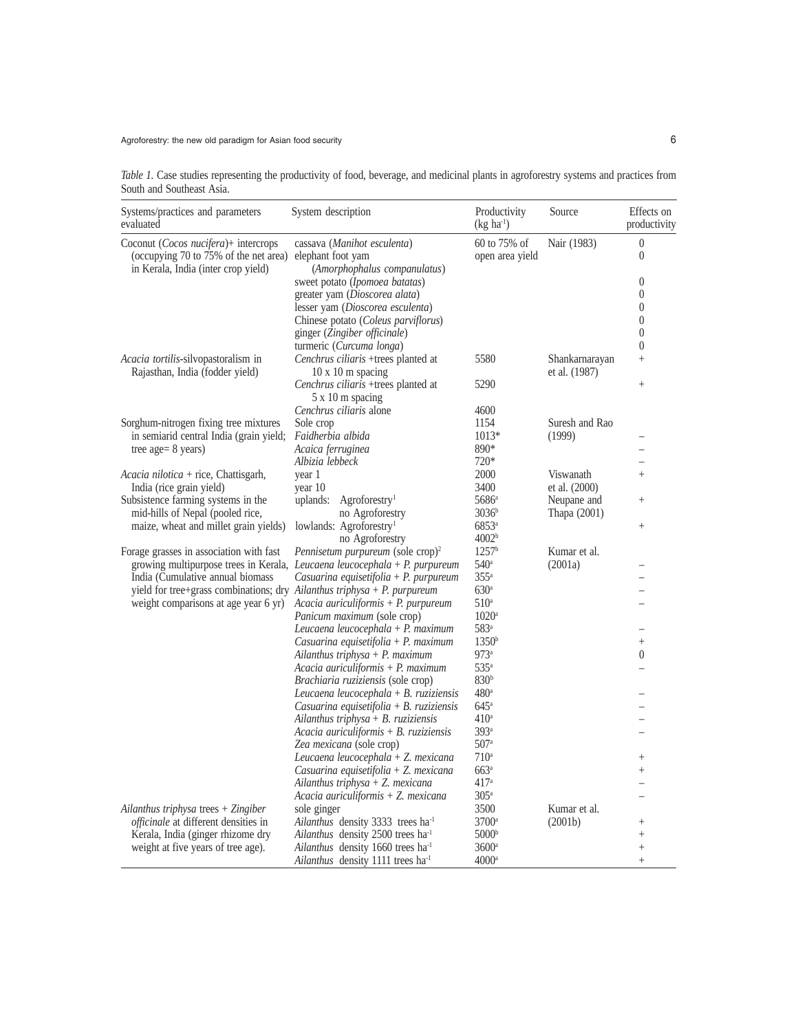*Table 1.* Case studies representing the productivity of food, beverage, and medicinal plants in agroforestry systems and practices from South and Southeast Asia.

| Systems/practices and parameters evaluated | System description | Productivity (kg $ha^{-1}$) | Source | Effects on productivity |
|---|---|---|---|---|
| Coconut (*Cocos nucifera*)+ intercrops (occupying 70 to 75% of the net area) in Kerala, India (inter crop yield) | cassava (*Manihot esculenta*) | 60 to 75% of open area yield | Nair (1983) | 0 |
| | elephant foot yam (*Amorphophalus companulatus*) | | | 0 |
| | sweet potato (*Ipomoea batatas*) | | | 0 |
| | greater yam (*Dioscorea alata*) | | | 0 |
| | lesser yam (*Dioscorea esculenta*) | | | 0 |
| | Chinese potato (*Coleus parviflorus*) | | | 0 |
| | ginger (*Zingiber officinale*) | | | 0 |
| | turmeric (*Curcuma longa*) | | | 0 |
| *Acacia tortilis*-silvopastoralism in Rajasthan, India (fodder yield) | *Cenchrus ciliaris* +trees planted at 10 x 10 m spacing | 5580 | Shankarnarayan et al. (1987) | + |
| | *Cenchrus ciliaris* +trees planted at 5 x 10 m spacing | 5290 | | + |
| | *Cenchrus ciliaris* alone | 4600 | | |
| Sorghum-nitrogen fixing tree mixtures in semiarid central India (grain yield; tree age= 8 years) | Sole crop | 1154 | Suresh and Rao (1999) | |
| | *Faidherbia albida* | 1013* | | – |
| | *Acaica ferruginea* | 890* | | – |
| | *Albizia lebbeck* | 720* | | – |
| *Acacia nilotica* + rice, Chattisgarh, India (rice grain yield) | year 1 | 2000 | Viswanath et al. (2000) | + |
| | year 10 | 3400 | | |
| Subsistence farming systems in the mid-hills of Nepal (pooled rice, maize, wheat and millet grain yields) | uplands: Agroforestry[1] | 5686[a] | Neupane and Thapa (2001) | + |
| | no Agroforestry | 3036[b] | | |
| | lowlands: Agroforestry[1] | 6853[a] | | + |
| | no Agroforestry | 4002[b] | | |
| Forage grasses in association with fast growing multipurpose trees in Kerala, India (Cumulative annual biomass yield for tree+grass combinations; dry weight comparisons at age year 6 yr) | *Pennisetum purpureum* (sole crop)[2] | 1257[b] | Kumar et al. (2001a) | |
| | *Leucaena leucocephala* + *P. purpureum* | 540[a] | | – |
| | *Casuarina equisetifolia* + *P. purpureum* | 355[a] | | – |
| | *Ailanthus triphysa* + *P. purpureum* | 630[a] | | – |
| | *Acacia auriculiformis* + *P. purpureum* | 510[a] | | – |
| | *Panicum maximum* (sole crop) | 1020[a] | | |
| | *Leucaena leucocephala* + *P. maximum* | 583[a] | | – |
| | *Casuarina equisetifolia* + *P. maximum* | 1350[b] | | + |
| | *Ailanthus triphysa* + *P. maximum* | 973[a] | | 0 |
| | *Acacia auriculiformis* + *P. maximum* | 535[a] | | – |
| | *Brachiaria ruziziensis* (sole crop) | 830[b] | | |
| | *Leucaena leucocephala* + *B. ruziziensis* | 480[a] | | – |
| | *Casuarina equisetifolia* + *B. ruziziensis* | 645[a] | | – |
| | *Ailanthus triphysa* + *B. ruziziensis* | 410[a] | | – |
| | *Acacia auriculiformis* + *B. ruziziensis* | 393[a] | | – |
| | *Zea mexicana* (sole crop) | 507[a] | | |
| | *Leucaena leucocephala* + *Z. mexicana* | 710[a] | | + |
| | *Casuarina equisetifolia* + *Z. mexicana* | 663[a] | | + |
| | *Ailanthus triphysa* + *Z. mexicana* | 417[a] | | – |
| | *Acacia auriculiformis* + *Z. mexicana* | 305[a] | | – |
| *Ailanthus triphysa* trees + *Zingiber officinale* at different densities in Kerala, India (ginger rhizome dry weight at five years of tree age). | sole ginger | 3500 | Kumar et al. (2001b) | |
| | *Ailanthus* density 3333 trees $ha^{-1}$ | 3700[a] | | + |
| | *Ailanthus* density 2500 trees $ha^{-1}$ | 5000[b] | | + |
| | *Ailanthus* density 1660 trees $ha^{-1}$ | 3600[a] | | + |
| | *Ailanthus* density 1111 trees $ha^{-1}$ | 4000[a] | | + |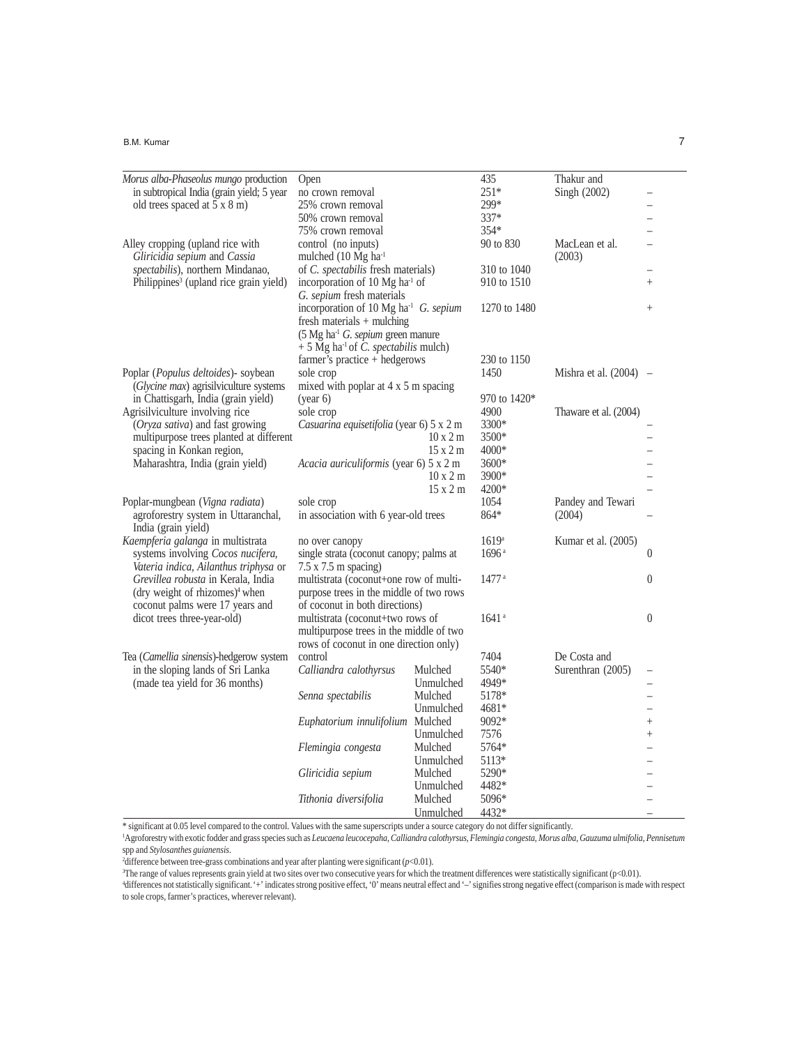| | | | | |
|---|---|---|---|---|
| *Morus alba-Phaseolus mungo* production in subtropical India (grain yield; 5 year old trees spaced at 5 x 8 m) | Open | 435 | Thakur and Singh (2002) | |
| | no crown removal | 251* | | – |
| | 25% crown removal | 299* | | – |
| | 50% crown removal | 337* | | – |
| | 75% crown removal | 354* | | – |
| Alley cropping (upland rice with *Gliricidia sepium* and *Cassia spectabilis*), northern Mindanao, Philippines[3] (upland rice grain yield) | control (no inputs) | 90 to 830 | MacLean et al. (2003) | – |
| | mulched (10 Mg ha$^{-1}$ of *C. spectabilis* fresh materials) | 310 to 1040 | | – |
| | incorporation of 10 Mg ha$^{-1}$ of *G. sepium* fresh materials | 910 to 1510 | | + |
| | incorporation of 10 Mg ha$^{-1}$ *G. sepium* fresh materials + mulching (5 Mg ha$^{-1}$ *G. sepium* green manure + 5 Mg ha$^{-1}$ of *C. spectabilis* mulch) | 1270 to 1480 | | + |
| | farmer's practice + hedgerows | 230 to 1150 | | |
| Poplar (*Populus deltoides*)- soybean (*Glycine max*) agrisilviculture systems in Chattisgarh, India (grain yield) | sole crop | 1450 | Mishra et al. (2004) | – |
| | mixed with poplar at 4 x 5 m spacing (year 6) | 970 to 1420* | | |
| Agrisilviculture involving rice (*Oryza sativa*) and fast growing multipurpose trees planted at different spacing in Konkan region, Maharashtra, India (grain yield) | sole crop | 4900 | Thaware et al. (2004) | |
| | *Casuarina equisetifolia* (year 6) 5 x 2 m | 3300* | | – |
| | 10 x 2 m | 3500* | | – |
| | 15 x 2 m | 4000* | | – |
| | *Acacia auriculiformis* (year 6) 5 x 2 m | 3600* | | – |
| | 10 x 2 m | 3900* | | – |
| | 15 x 2 m | 4200* | | – |
| Poplar-mungbean (*Vigna radiata*) agroforestry system in Uttaranchal, India (grain yield) | sole crop | 1054 | Pandey and Tewari (2004) | |
| | in association with 6 year-old trees | 864* | | – |
| *Kaempferia galanga* in multistrata systems involving *Cocos nucifera, Vateria indica, Ailanthus triphysa* or *Grevillea robusta* in Kerala, India (dry weight of rhizomes)[4] when coconut palms were 17 years and dicot trees three-year-old) | no over canopy | 1619[a] | Kumar et al. (2005) | |
| | single strata (coconut canopy; palms at 7.5 x 7.5 m spacing) | 1696[a] | | 0 |
| | multistrata (coconut+one row of multipurpose trees in the middle of two rows of coconut in both directions) | 1477[a] | | 0 |
| | multistrata (coconut+two rows of multipurpose trees in the middle of two rows of coconut in one direction only) | 1641[a] | | 0 |
| Tea (*Camellia sinensis*)-hedgerow system in the sloping lands of Sri Lanka (made tea yield for 36 months) | control | 7404 | De Costa and Surenthran (2005) | |
| | *Calliandra calothyrsus* Mulched | 5540* | | – |
| | Unmulched | 4949* | | – |
| | *Senna spectabilis* Mulched | 5178* | | – |
| | Unmulched | 4681* | | – |
| | *Euphatorium innulifolium* Mulched | 9092* | | + |
| | Unmulched | 7576 | | + |
| | *Flemingia congesta* Mulched | 5764* | | – |
| | Unmulched | 5113* | | – |
| | *Gliricidia sepium* Mulched | 5290* | | – |
| | Unmulched | 4482* | | – |
| | *Tithonia diversifolia* Mulched | 5096* | | – |
| | Unmulched | 4432* | | – |

\* significant at 0.05 level compared to the control. Values with the same superscripts under a source category do not differ significantly.

[1]Agroforestry with exotic fodder and grass species such as *Leucaena leucocepaha, Calliandra calothyrsus, Flemingia congesta, Morus alba, Gauzuma ulmifolia, Pennisetum* spp and *Stylosanthes guianensis*.

[2]difference between tree-grass combinations and year after planting were significant ($p$<0.01).

[3]The range of values represents grain yield at two sites over two consecutive years for which the treatment differences were statistically significant (p<0.01).

[4]differences not statistically significant. '+' indicates strong positive effect, '0' means neutral effect and '–' signifies strong negative effect (comparison is made with respect to sole crops, farmer's practices, wherever relevant).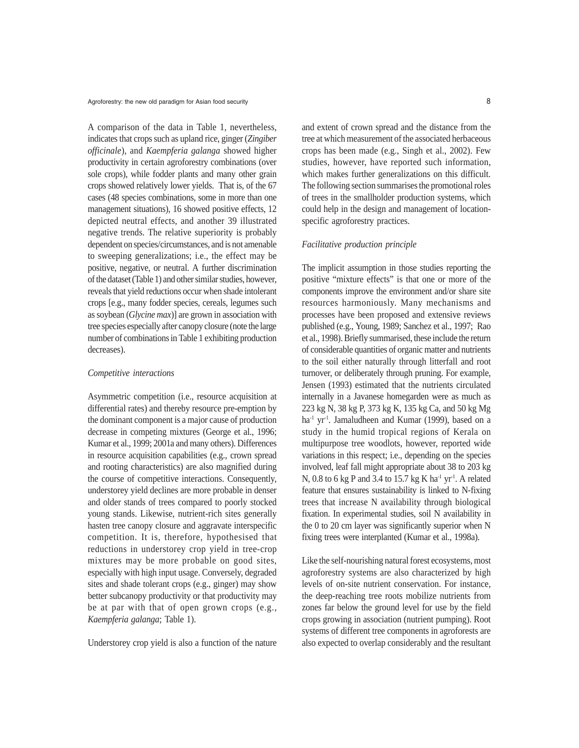A comparison of the data in Table 1, nevertheless, indicates that crops such as upland rice, ginger (*Zingiber officinale*), and *Kaempferia galanga* showed higher productivity in certain agroforestry combinations (over sole crops), while fodder plants and many other grain crops showed relatively lower yields. That is, of the 67 cases (48 species combinations, some in more than one management situations), 16 showed positive effects, 12 depicted neutral effects, and another 39 illustrated negative trends. The relative superiority is probably dependent on species/circumstances, and is not amenable to sweeping generalizations; i.e., the effect may be positive, negative, or neutral. A further discrimination of the dataset (Table 1) and other similar studies, however, reveals that yield reductions occur when shade intolerant crops [e.g., many fodder species, cereals, legumes such as soybean (*Glycine max*)] are grown in association with tree species especially after canopy closure (note the large number of combinations in Table 1 exhibiting production decreases).

*Competitive interactions*

Asymmetric competition (i.e., resource acquisition at differential rates) and thereby resource pre-emption by the dominant component is a major cause of production decrease in competing mixtures (George et al., 1996; Kumar et al., 1999; 2001a and many others). Differences in resource acquisition capabilities (e.g., crown spread and rooting characteristics) are also magnified during the course of competitive interactions. Consequently, understorey yield declines are more probable in denser and older stands of trees compared to poorly stocked young stands. Likewise, nutrient-rich sites generally hasten tree canopy closure and aggravate interspecific competition. It is, therefore, hypothesised that reductions in understorey crop yield in tree-crop mixtures may be more probable on good sites, especially with high input usage. Conversely, degraded sites and shade tolerant crops (e.g., ginger) may show better subcanopy productivity or that productivity may be at par with that of open grown crops (e.g., *Kaempferia galanga*; Table 1).

Understorey crop yield is also a function of the nature and extent of crown spread and the distance from the tree at which measurement of the associated herbaceous crops has been made (e.g., Singh et al., 2002). Few studies, however, have reported such information, which makes further generalizations on this difficult. The following section summarises the promotional roles of trees in the smallholder production systems, which could help in the design and management of location-specific agroforestry practices.

*Facilitative production principle*

The implicit assumption in those studies reporting the positive "mixture effects" is that one or more of the components improve the environment and/or share site resources harmoniously. Many mechanisms and processes have been proposed and extensive reviews published (e.g., Young, 1989; Sanchez et al., 1997; Rao et al., 1998). Briefly summarised, these include the return of considerable quantities of organic matter and nutrients to the soil either naturally through litterfall and root turnover, or deliberately through pruning. For example, Jensen (1993) estimated that the nutrients circulated internally in a Javanese homegarden were as much as 223 kg N, 38 kg P, 373 kg K, 135 kg Ca, and 50 kg Mg $ha^{-1}$ $yr^{-1}$. Jamaludheen and Kumar (1999), based on a study in the humid tropical regions of Kerala on multipurpose tree woodlots, however, reported wide variations in this respect; i.e., depending on the species involved, leaf fall might appropriate about 38 to 203 kg N, 0.8 to 6 kg P and 3.4 to 15.7 kg K $ha^{-1}$ $yr^{-1}$. A related feature that ensures sustainability is linked to N-fixing trees that increase N availability through biological fixation. In experimental studies, soil N availability in the 0 to 20 cm layer was significantly superior when N fixing trees were interplanted (Kumar et al., 1998a).

Like the self-nourishing natural forest ecosystems, most agroforestry systems are also characterized by high levels of on-site nutrient conservation. For instance, the deep-reaching tree roots mobilize nutrients from zones far below the ground level for use by the field crops growing in association (nutrient pumping). Root systems of different tree components in agroforests are also expected to overlap considerably and the resultant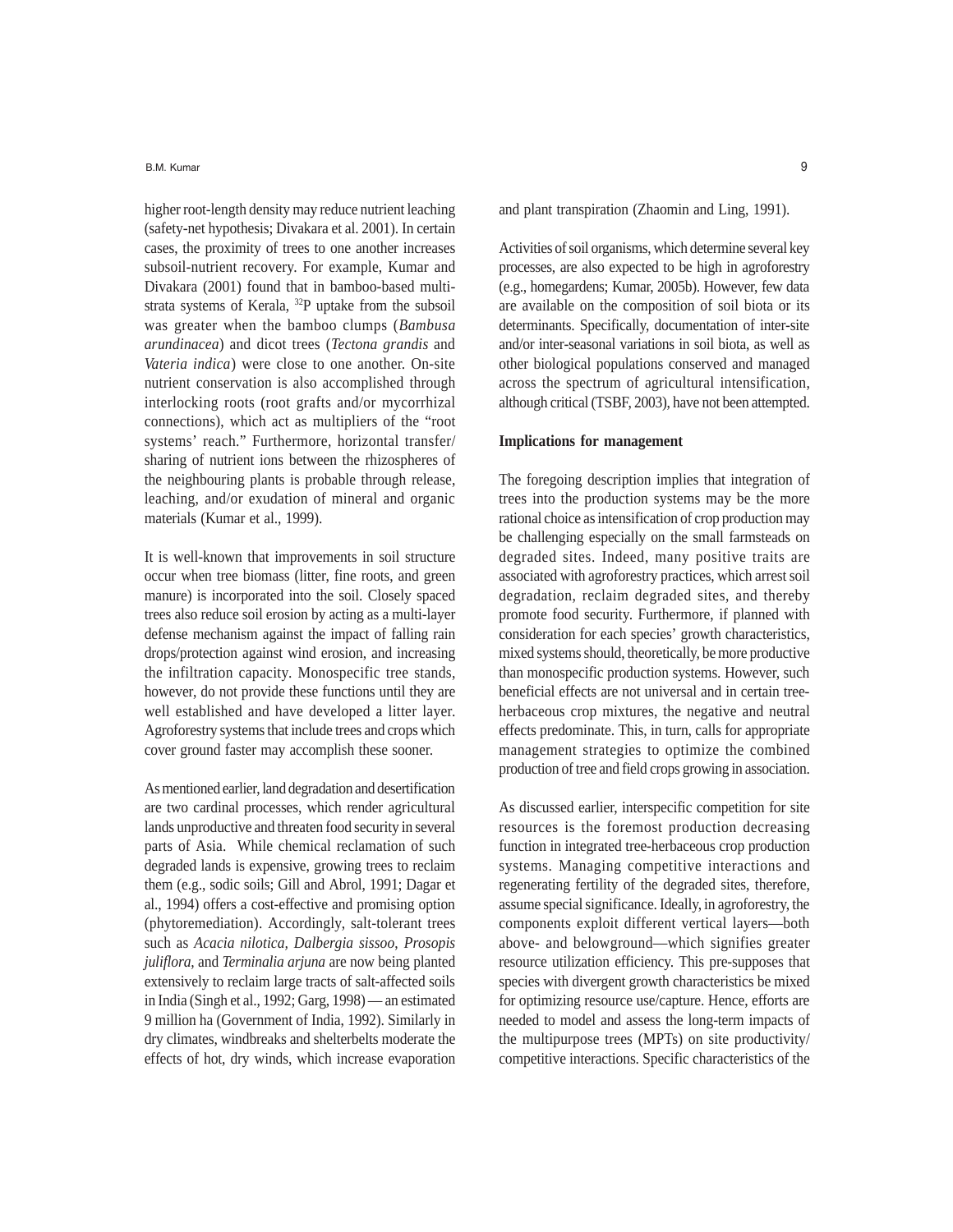higher root-length density may reduce nutrient leaching (safety-net hypothesis; Divakara et al. 2001). In certain cases, the proximity of trees to one another increases subsoil-nutrient recovery. For example, Kumar and Divakara (2001) found that in bamboo-based multistrata systems of Kerala, $^{32}$P uptake from the subsoil was greater when the bamboo clumps (*Bambusa arundinacea*) and dicot trees (*Tectona grandis* and *Vateria indica*) were close to one another. On-site nutrient conservation is also accomplished through interlocking roots (root grafts and/or mycorrhizal connections), which act as multipliers of the "root systems' reach." Furthermore, horizontal transfer/ sharing of nutrient ions between the rhizospheres of the neighbouring plants is probable through release, leaching, and/or exudation of mineral and organic materials (Kumar et al., 1999).

It is well-known that improvements in soil structure occur when tree biomass (litter, fine roots, and green manure) is incorporated into the soil. Closely spaced trees also reduce soil erosion by acting as a multi-layer defense mechanism against the impact of falling rain drops/protection against wind erosion, and increasing the infiltration capacity. Monospecific tree stands, however, do not provide these functions until they are well established and have developed a litter layer. Agroforestry systems that include trees and crops which cover ground faster may accomplish these sooner.

As mentioned earlier, land degradation and desertification are two cardinal processes, which render agricultural lands unproductive and threaten food security in several parts of Asia. While chemical reclamation of such degraded lands is expensive, growing trees to reclaim them (e.g., sodic soils; Gill and Abrol, 1991; Dagar et al., 1994) offers a cost-effective and promising option (phytoremediation). Accordingly, salt-tolerant trees such as *Acacia nilotica, Dalbergia sissoo*, *Prosopis juliflora*, and *Terminalia arjuna* are now being planted extensively to reclaim large tracts of salt-affected soils in India (Singh et al., 1992; Garg, 1998) — an estimated 9 million ha (Government of India, 1992). Similarly in dry climates, windbreaks and shelterbelts moderate the effects of hot, dry winds, which increase evaporation and plant transpiration (Zhaomin and Ling, 1991).

Activities of soil organisms, which determine several key processes, are also expected to be high in agroforestry (e.g., homegardens; Kumar, 2005b). However, few data are available on the composition of soil biota or its determinants. Specifically, documentation of inter-site and/or inter-seasonal variations in soil biota, as well as other biological populations conserved and managed across the spectrum of agricultural intensification, although critical (TSBF, 2003), have not been attempted.

## Implications for management

The foregoing description implies that integration of trees into the production systems may be the more rational choice as intensification of crop production may be challenging especially on the small farmsteads on degraded sites. Indeed, many positive traits are associated with agroforestry practices, which arrest soil degradation, reclaim degraded sites, and thereby promote food security. Furthermore, if planned with consideration for each species' growth characteristics, mixed systems should, theoretically, be more productive than monospecific production systems. However, such beneficial effects are not universal and in certain tree-herbaceous crop mixtures, the negative and neutral effects predominate. This, in turn, calls for appropriate management strategies to optimize the combined production of tree and field crops growing in association.

As discussed earlier, interspecific competition for site resources is the foremost production decreasing function in integrated tree-herbaceous crop production systems. Managing competitive interactions and regenerating fertility of the degraded sites, therefore, assume special significance. Ideally, in agroforestry, the components exploit different vertical layers—both above- and belowground—which signifies greater resource utilization efficiency. This pre-supposes that species with divergent growth characteristics be mixed for optimizing resource use/capture. Hence, efforts are needed to model and assess the long-term impacts of the multipurpose trees (MPTs) on site productivity/ competitive interactions. Specific characteristics of the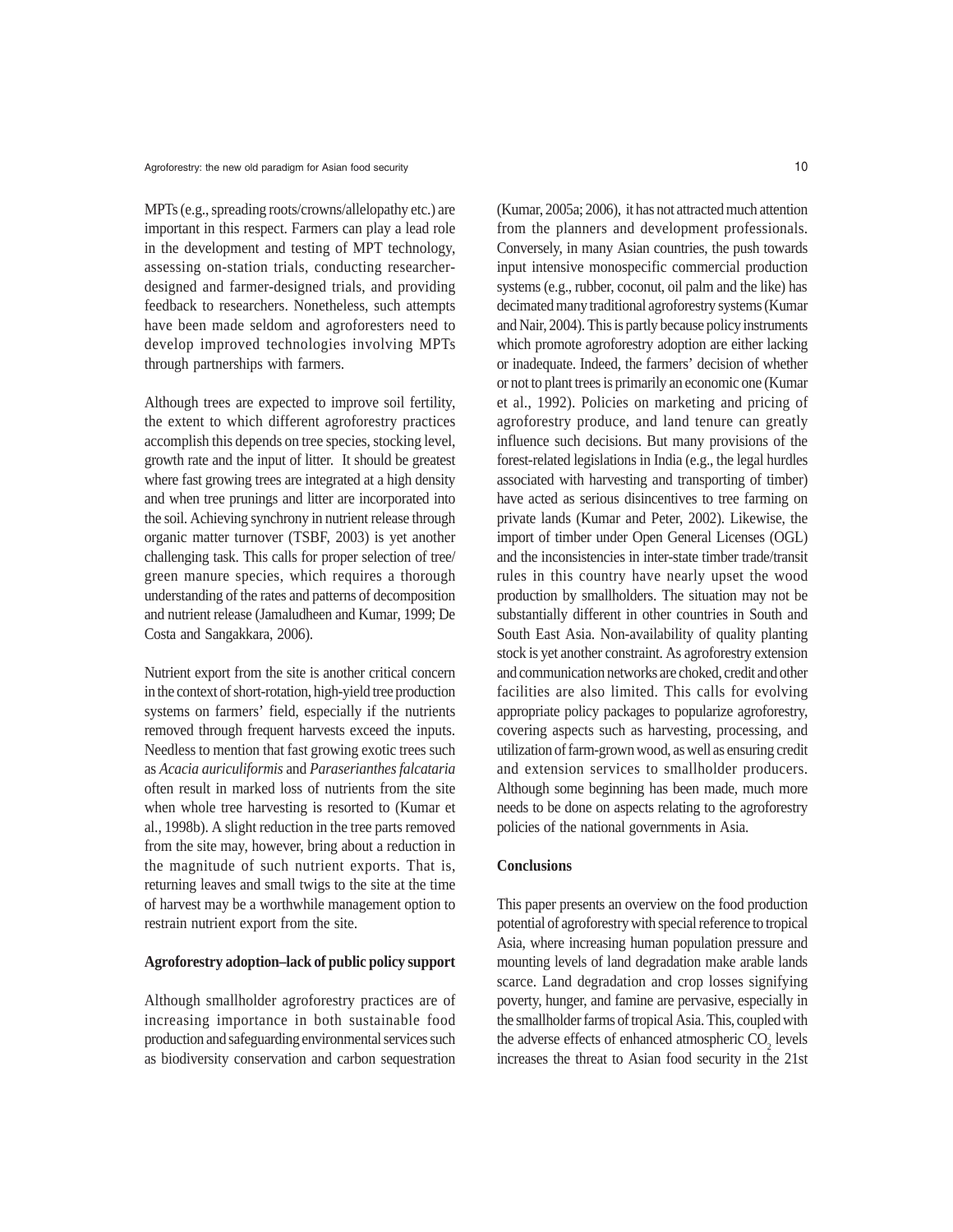MPTs (e.g., spreading roots/crowns/allelopathy etc.) are important in this respect. Farmers can play a lead role in the development and testing of MPT technology, assessing on-station trials, conducting researcher-designed and farmer-designed trials, and providing feedback to researchers. Nonetheless, such attempts have been made seldom and agroforesters need to develop improved technologies involving MPTs through partnerships with farmers.

Although trees are expected to improve soil fertility, the extent to which different agroforestry practices accomplish this depends on tree species, stocking level, growth rate and the input of litter. It should be greatest where fast growing trees are integrated at a high density and when tree prunings and litter are incorporated into the soil. Achieving synchrony in nutrient release through organic matter turnover (TSBF, 2003) is yet another challenging task. This calls for proper selection of tree/green manure species, which requires a thorough understanding of the rates and patterns of decomposition and nutrient release (Jamaludheen and Kumar, 1999; De Costa and Sangakkara, 2006).

Nutrient export from the site is another critical concern in the context of short-rotation, high-yield tree production systems on farmers' field, especially if the nutrients removed through frequent harvests exceed the inputs. Needless to mention that fast growing exotic trees such as *Acacia auriculiformis* and *Paraserianthes falcataria* often result in marked loss of nutrients from the site when whole tree harvesting is resorted to (Kumar et al., 1998b). A slight reduction in the tree parts removed from the site may, however, bring about a reduction in the magnitude of such nutrient exports. That is, returning leaves and small twigs to the site at the time of harvest may be a worthwhile management option to restrain nutrient export from the site.

## Agroforestry adoption–lack of public policy support

Although smallholder agroforestry practices are of increasing importance in both sustainable food production and safeguarding environmental services such as biodiversity conservation and carbon sequestration (Kumar, 2005a; 2006), it has not attracted much attention from the planners and development professionals. Conversely, in many Asian countries, the push towards input intensive monospecific commercial production systems (e.g., rubber, coconut, oil palm and the like) has decimated many traditional agroforestry systems (Kumar and Nair, 2004). This is partly because policy instruments which promote agroforestry adoption are either lacking or inadequate. Indeed, the farmers' decision of whether or not to plant trees is primarily an economic one (Kumar et al., 1992). Policies on marketing and pricing of agroforestry produce, and land tenure can greatly influence such decisions. But many provisions of the forest-related legislations in India (e.g., the legal hurdles associated with harvesting and transporting of timber) have acted as serious disincentives to tree farming on private lands (Kumar and Peter, 2002). Likewise, the import of timber under Open General Licenses (OGL) and the inconsistencies in inter-state timber trade/transit rules in this country have nearly upset the wood production by smallholders. The situation may not be substantially different in other countries in South and South East Asia. Non-availability of quality planting stock is yet another constraint. As agroforestry extension and communication networks are choked, credit and other facilities are also limited. This calls for evolving appropriate policy packages to popularize agroforestry, covering aspects such as harvesting, processing, and utilization of farm-grown wood, as well as ensuring credit and extension services to smallholder producers. Although some beginning has been made, much more needs to be done on aspects relating to the agroforestry policies of the national governments in Asia.

## Conclusions

This paper presents an overview on the food production potential of agroforestry with special reference to tropical Asia, where increasing human population pressure and mounting levels of land degradation make arable lands scarce. Land degradation and crop losses signifying poverty, hunger, and famine are pervasive, especially in the smallholder farms of tropical Asia. This, coupled with the adverse effects of enhanced atmospheric $CO_2$ levels increases the threat to Asian food security in the 21st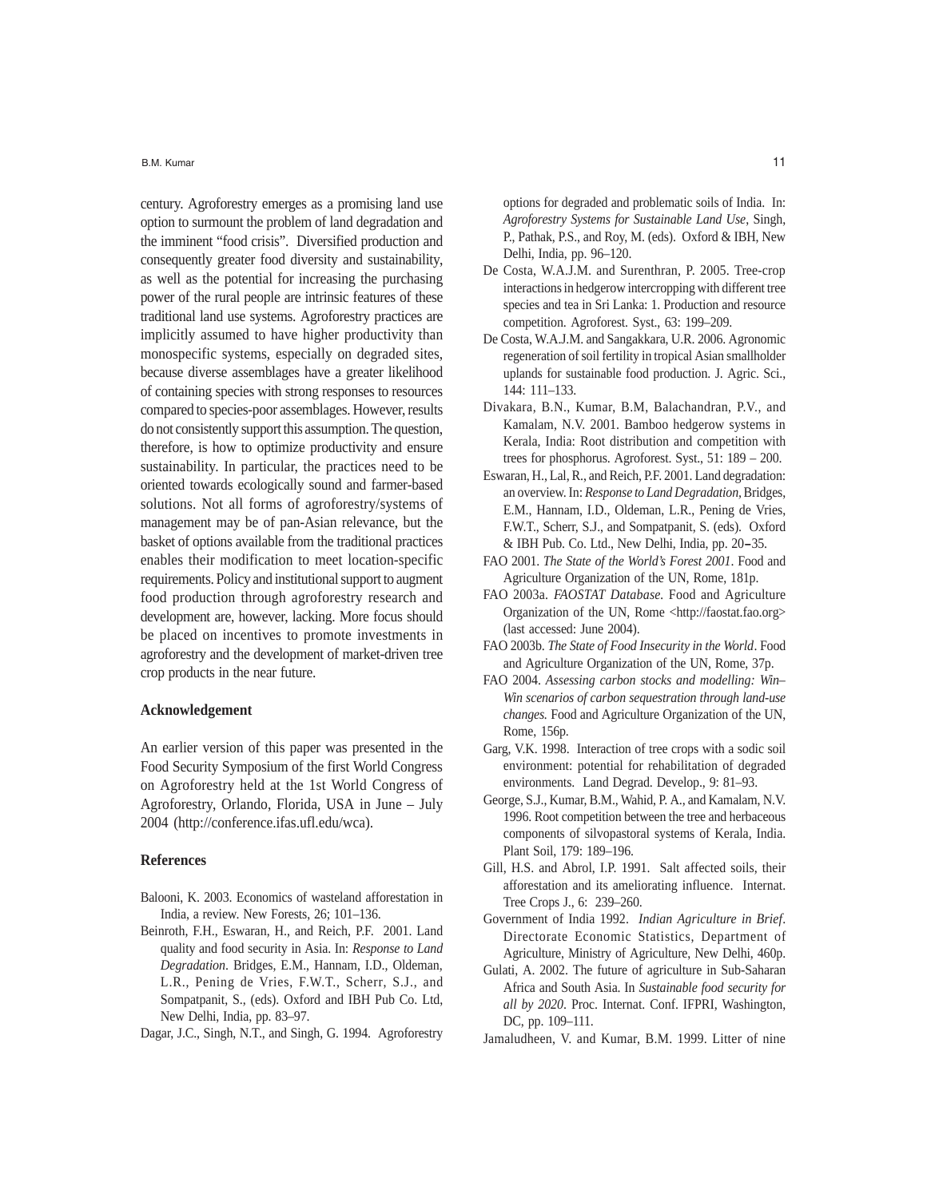century. Agroforestry emerges as a promising land use option to surmount the problem of land degradation and the imminent "food crisis". Diversified production and consequently greater food diversity and sustainability, as well as the potential for increasing the purchasing power of the rural people are intrinsic features of these traditional land use systems. Agroforestry practices are implicitly assumed to have higher productivity than monospecific systems, especially on degraded sites, because diverse assemblages have a greater likelihood of containing species with strong responses to resources compared to species-poor assemblages. However, results do not consistently support this assumption. The question, therefore, is how to optimize productivity and ensure sustainability. In particular, the practices need to be oriented towards ecologically sound and farmer-based solutions. Not all forms of agroforestry/systems of management may be of pan-Asian relevance, but the basket of options available from the traditional practices enables their modification to meet location-specific requirements. Policy and institutional support to augment food production through agroforestry research and development are, however, lacking. More focus should be placed on incentives to promote investments in agroforestry and the development of market-driven tree crop products in the near future.

### Acknowledgement

An earlier version of this paper was presented in the Food Security Symposium of the first World Congress on Agroforestry held at the 1st World Congress of Agroforestry, Orlando, Florida, USA in June – July 2004 (http://conference.ifas.ufl.edu/wca).

### References

Balooni, K. 2003. Economics of wasteland afforestation in India, a review. New Forests, 26; 101–136.

Beinroth, F.H., Eswaran, H., and Reich, P.F. 2001. Land quality and food security in Asia. In: *Response to Land Degradation*. Bridges, E.M., Hannam, I.D., Oldeman, L.R., Pening de Vries, F.W.T., Scherr, S.J., and Sompatpanit, S., (eds). Oxford and IBH Pub Co. Ltd, New Delhi, India, pp. 83–97.

Dagar, J.C., Singh, N.T., and Singh, G. 1994. Agroforestry options for degraded and problematic soils of India. In: *Agroforestry Systems for Sustainable Land Use*, Singh, P., Pathak, P.S., and Roy, M. (eds). Oxford & IBH, New Delhi, India, pp. 96–120.

De Costa, W.A.J.M. and Surenthran, P. 2005. Tree-crop interactions in hedgerow intercropping with different tree species and tea in Sri Lanka: 1. Production and resource competition. Agroforest. Syst., 63: 199–209.

De Costa, W.A.J.M. and Sangakkara, U.R. 2006. Agronomic regeneration of soil fertility in tropical Asian smallholder uplands for sustainable food production. J. Agric. Sci., 144: 111–133.

Divakara, B.N., Kumar, B.M, Balachandran, P.V., and Kamalam, N.V. 2001. Bamboo hedgerow systems in Kerala, India: Root distribution and competition with trees for phosphorus. Agroforest. Syst., 51: 189 – 200.

Eswaran, H., Lal, R., and Reich, P.F. 2001. Land degradation: an overview. In: *Response to Land Degradation*, Bridges, E.M., Hannam, I.D., Oldeman, L.R., Pening de Vries, F.W.T., Scherr, S.J., and Sompatpanit, S. (eds). Oxford & IBH Pub. Co. Ltd., New Delhi, India, pp. 20–35.

FAO 2001. *The State of the World's Forest 2001*. Food and Agriculture Organization of the UN, Rome, 181p.

FAO 2003a. *FAOSTAT Database*. Food and Agriculture Organization of the UN, Rome <http://faostat.fao.org> (last accessed: June 2004).

FAO 2003b. *The State of Food Insecurity in the World*. Food and Agriculture Organization of the UN, Rome, 37p.

FAO 2004. *Assessing carbon stocks and modelling: Win–Win scenarios of carbon sequestration through land-use changes.* Food and Agriculture Organization of the UN, Rome, 156p.

Garg, V.K. 1998. Interaction of tree crops with a sodic soil environment: potential for rehabilitation of degraded environments. Land Degrad. Develop., 9: 81–93.

George, S.J., Kumar, B.M., Wahid, P. A., and Kamalam, N.V. 1996. Root competition between the tree and herbaceous components of silvopastoral systems of Kerala, India. Plant Soil, 179: 189–196.

Gill, H.S. and Abrol, I.P. 1991. Salt affected soils, their afforestation and its ameliorating influence. Internat. Tree Crops J., 6: 239–260.

Government of India 1992. *Indian Agriculture in Brief*. Directorate Economic Statistics, Department of Agriculture, Ministry of Agriculture, New Delhi, 460p.

Gulati, A. 2002. The future of agriculture in Sub-Saharan Africa and South Asia. In *Sustainable food security for all by 2020*. Proc. Internat. Conf. IFPRI, Washington, DC, pp. 109–111.

Jamaludheen, V. and Kumar, B.M. 1999. Litter of nine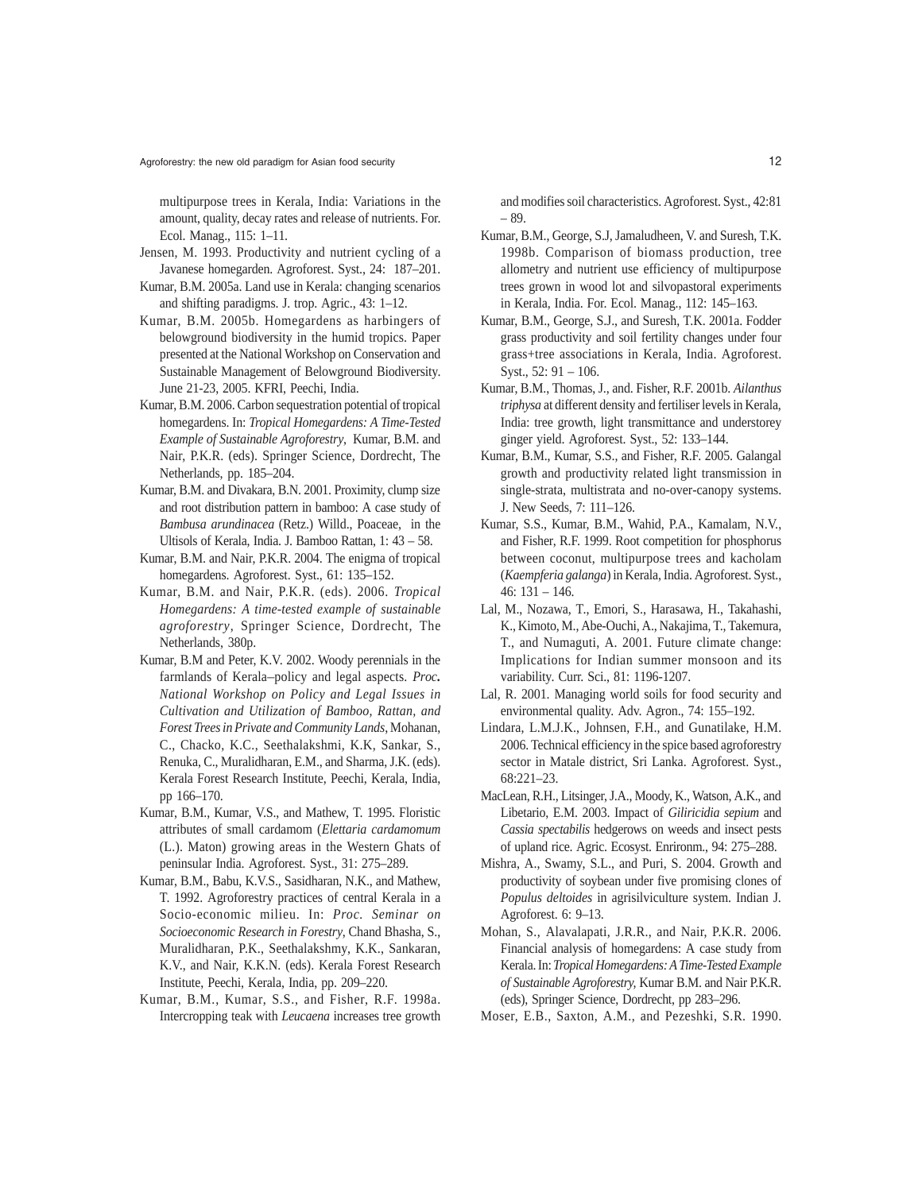multipurpose trees in Kerala, India: Variations in the amount, quality, decay rates and release of nutrients. For. Ecol. Manag., 115: 1–11.

Jensen, M. 1993. Productivity and nutrient cycling of a Javanese homegarden. Agroforest. Syst., 24: 187–201.

Kumar, B.M. 2005a. Land use in Kerala: changing scenarios and shifting paradigms. J. trop. Agric., 43: 1–12.

Kumar, B.M. 2005b. Homegardens as harbingers of belowground biodiversity in the humid tropics. Paper presented at the National Workshop on Conservation and Sustainable Management of Belowground Biodiversity. June 21-23, 2005. KFRI, Peechi, India.

Kumar, B.M. 2006. Carbon sequestration potential of tropical homegardens. In: *Tropical Homegardens: A Time-Tested Example of Sustainable Agroforestry*, Kumar, B.M. and Nair, P.K.R. (eds). Springer Science, Dordrecht, The Netherlands, pp. 185–204.

Kumar, B.M. and Divakara, B.N. 2001. Proximity, clump size and root distribution pattern in bamboo: A case study of *Bambusa arundinacea* (Retz.) Willd., Poaceae, in the Ultisols of Kerala, India. J. Bamboo Rattan, 1: 43 – 58.

Kumar, B.M. and Nair, P.K.R. 2004. The enigma of tropical homegardens. Agroforest. Syst., 61: 135–152.

Kumar, B.M. and Nair, P.K.R. (eds). 2006. *Tropical Homegardens: A time-tested example of sustainable agroforestry*, Springer Science, Dordrecht, The Netherlands, 380p.

Kumar, B.M and Peter, K.V. 2002. Woody perennials in the farmlands of Kerala–policy and legal aspects. *Proc. National Workshop on Policy and Legal Issues in Cultivation and Utilization of Bamboo, Rattan, and Forest Trees in Private and Community Lands*, Mohanan, C., Chacko, K.C., Seethalakshmi, K.K, Sankar, S., Renuka, C., Muralidharan, E.M., and Sharma, J.K. (eds). Kerala Forest Research Institute, Peechi, Kerala, India, pp 166–170.

Kumar, B.M., Kumar, V.S., and Mathew, T. 1995. Floristic attributes of small cardamom (*Elettaria cardamomum* (L.). Maton) growing areas in the Western Ghats of peninsular India. Agroforest. Syst., 31: 275–289.

Kumar, B.M., Babu, K.V.S., Sasidharan, N.K., and Mathew, T. 1992. Agroforestry practices of central Kerala in a Socio-economic milieu. In: *Proc. Seminar on Socioeconomic Research in Forestry*, Chand Bhasha, S., Muralidharan, P.K., Seethalakshmy, K.K., Sankaran, K.V., and Nair, K.K.N. (eds). Kerala Forest Research Institute, Peechi, Kerala, India, pp. 209–220.

Kumar, B.M., Kumar, S.S., and Fisher, R.F. 1998a. Intercropping teak with *Leucaena* increases tree growth and modifies soil characteristics. Agroforest. Syst., 42:81 – 89.

Kumar, B.M., George, S.J, Jamaludheen, V. and Suresh, T.K. 1998b. Comparison of biomass production, tree allometry and nutrient use efficiency of multipurpose trees grown in wood lot and silvopastoral experiments in Kerala, India. For. Ecol. Manag., 112: 145–163.

Kumar, B.M., George, S.J., and Suresh, T.K. 2001a. Fodder grass productivity and soil fertility changes under four grass+tree associations in Kerala, India. Agroforest. Syst., 52: 91 – 106.

Kumar, B.M., Thomas, J., and. Fisher, R.F. 2001b. *Ailanthus triphysa* at different density and fertiliser levels in Kerala, India: tree growth, light transmittance and understorey ginger yield. Agroforest. Syst., 52: 133–144.

Kumar, B.M., Kumar, S.S., and Fisher, R.F. 2005. Galangal growth and productivity related light transmission in single-strata, multistrata and no-over-canopy systems. J. New Seeds, 7: 111–126.

Kumar, S.S., Kumar, B.M., Wahid, P.A., Kamalam, N.V., and Fisher, R.F. 1999. Root competition for phosphorus between coconut, multipurpose trees and kacholam (*Kaempferia galanga*) in Kerala, India. Agroforest. Syst., 46: 131 – 146.

Lal, M., Nozawa, T., Emori, S., Harasawa, H., Takahashi, K., Kimoto, M., Abe-Ouchi, A., Nakajima, T., Takemura, T., and Numaguti, A. 2001. Future climate change: Implications for Indian summer monsoon and its variability. Curr. Sci., 81: 1196-1207.

Lal, R. 2001. Managing world soils for food security and environmental quality. Adv. Agron., 74: 155–192.

Lindara, L.M.J.K., Johnsen, F.H., and Gunatilake, H.M. 2006. Technical efficiency in the spice based agroforestry sector in Matale district, Sri Lanka. Agroforest. Syst., 68:221–23.

MacLean, R.H., Litsinger, J.A., Moody, K., Watson, A.K., and Libetario, E.M. 2003. Impact of *Giliricidia sepium* and *Cassia spectabilis* hedgerows on weeds and insect pests of upland rice. Agric. Ecosyst. Enrironm., 94: 275–288.

Mishra, A., Swamy, S.L., and Puri, S. 2004. Growth and productivity of soybean under five promising clones of *Populus deltoides* in agrisilviculture system. Indian J. Agroforest. 6: 9–13.

Mohan, S., Alavalapati, J.R.R., and Nair, P.K.R. 2006. Financial analysis of homegardens: A case study from Kerala. In: *Tropical Homegardens: A Time-Tested Example of Sustainable Agroforestry,* Kumar B.M. and Nair P.K.R. (eds), Springer Science, Dordrecht, pp 283–296.

Moser, E.B., Saxton, A.M., and Pezeshki, S.R. 1990.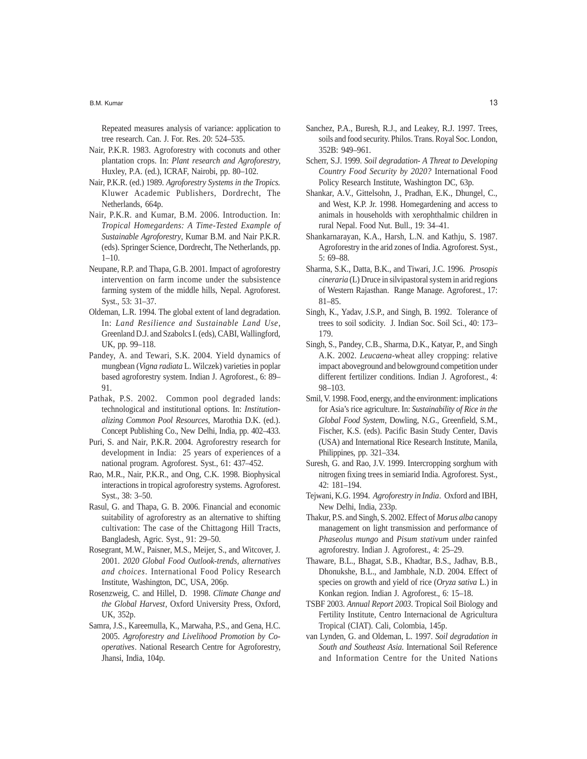Repeated measures analysis of variance: application to tree research. Can. J. For. Res. 20: 524–535.

Nair, P.K.R. 1983. Agroforestry with coconuts and other plantation crops. In: *Plant research and Agroforestry*, Huxley, P.A. (ed.), ICRAF, Nairobi, pp. 80–102.

Nair, P.K.R. (ed.) 1989. *Agroforestry Systems in the Tropics.* Kluwer Academic Publishers, Dordrecht, The Netherlands, 664p.

Nair, P.K.R. and Kumar, B.M. 2006. Introduction. In: *Tropical Homegardens: A Time-Tested Example of Sustainable Agroforestry*, Kumar B.M. and Nair P.K.R. (eds). Springer Science, Dordrecht, The Netherlands, pp. 1–10.

Neupane, R.P. and Thapa, G.B. 2001. Impact of agroforestry intervention on farm income under the subsistence farming system of the middle hills, Nepal. Agroforest. Syst., 53: 31–37.

Oldeman, L.R. 1994. The global extent of land degradation. In: *Land Resilience and Sustainable Land Use*, Greenland D.J. and Szabolcs I. (eds), CABI, Wallingford, UK, pp. 99–118.

Pandey, A. and Tewari, S.K. 2004. Yield dynamics of mungbean (*Vigna radiata* L. Wilczek) varieties in poplar based agroforestry system. Indian J. Agroforest., 6: 89–91.

Pathak, P.S. 2002. Common pool degraded lands: technological and institutional options. In: *Institutionalizing Common Pool Resources*, Marothia D.K. (ed.). Concept Publishing Co., New Delhi, India, pp. 402–433.

Puri, S. and Nair, P.K.R. 2004. Agroforestry research for development in India: 25 years of experiences of a national program. Agroforest. Syst., 61: 437–452.

Rao, M.R., Nair, P.K.R., and Ong, C.K. 1998. Biophysical interactions in tropical agroforestry systems. Agroforest. Syst., 38: 3–50.

Rasul, G. and Thapa, G. B. 2006. Financial and economic suitability of agroforestry as an alternative to shifting cultivation: The case of the Chittagong Hill Tracts, Bangladesh, Agric. Syst., 91: 29–50.

Rosegrant, M.W., Paisner, M.S., Meijer, S., and Witcover, J. 2001. *2020 Global Food Outlook-trends, alternatives and choices*. International Food Policy Research Institute, Washington, DC, USA, 206p.

Rosenzweig, C. and Hillel, D. 1998. *Climate Change and the Global Harvest*, Oxford University Press, Oxford, UK, 352p.

Samra, J.S., Kareemulla, K., Marwaha, P.S., and Gena, H.C. 2005. *Agroforestry and Livelihood Promotion by Co-operatives*. National Research Centre for Agroforestry, Jhansi, India, 104p.

Sanchez, P.A., Buresh, R.J., and Leakey, R.J. 1997. Trees, soils and food security. Philos. Trans. Royal Soc. London, 352B: 949–961.

Scherr, S.J. 1999. *Soil degradation- A Threat to Developing Country Food Security by 2020?* International Food Policy Research Institute, Washington DC, 63p.

Shankar, A.V., Gittelsohn, J., Pradhan, E.K., Dhungel, C., and West, K.P. Jr. 1998. Homegardening and access to animals in households with xerophthalmic children in rural Nepal. Food Nut. Bull., 19: 34–41.

Shankarnarayan, K.A., Harsh, L.N. and Kathju, S. 1987. Agroforestry in the arid zones of India. Agroforest. Syst., 5: 69–88.

Sharma, S.K., Datta, B.K., and Tiwari, J.C. 1996. *Prosopis cineraria* (L) Druce in silvipastoral system in arid regions of Western Rajasthan. Range Manage. Agroforest., 17: 81–85.

Singh, K., Yadav, J.S.P., and Singh, B. 1992. Tolerance of trees to soil sodicity. J. Indian Soc. Soil Sci., 40: 173–179.

Singh, S., Pandey, C.B., Sharma, D.K., Katyar, P., and Singh A.K. 2002. *Leucaena*-wheat alley cropping: relative impact aboveground and belowground competition under different fertilizer conditions. Indian J. Agroforest., 4: 98–103.

Smil, V. 1998. Food, energy, and the environment: implications for Asia's rice agriculture. In: *Sustainability of Rice in the Global Food System*, Dowling, N.G., Greenfield, S.M., Fischer, K.S. (eds). Pacific Basin Study Center, Davis (USA) and International Rice Research Institute, Manila, Philippines, pp. 321–334.

Suresh, G. and Rao, J.V. 1999. Intercropping sorghum with nitrogen fixing trees in semiarid India. Agroforest. Syst., 42: 181–194.

Tejwani, K.G. 1994. *Agroforestry in India*. Oxford and IBH, New Delhi, India, 233p.

Thakur, P.S. and Singh, S. 2002. Effect of *Morus alba* canopy management on light transmission and performance of *Phaseolus mungo* and *Pisum stativum* under rainfed agroforestry. Indian J. Agroforest., 4: 25–29.

Thaware, B.L., Bhagat, S.B., Khadtar, B.S., Jadhav, B.B., Dhonukshe, B.L., and Jambhale, N.D. 2004. Effect of species on growth and yield of rice (*Oryza sativa* L.) in Konkan region. Indian J. Agroforest., 6: 15–18.

TSBF 2003. *Annual Report 2003*. Tropical Soil Biology and Fertility Institute, Centro Internacional de Agricultura Tropical (CIAT). Cali, Colombia, 145p.

van Lynden, G. and Oldeman, L. 1997. *Soil degradation in South and Southeast Asia.* International Soil Reference and Information Centre for the United Nations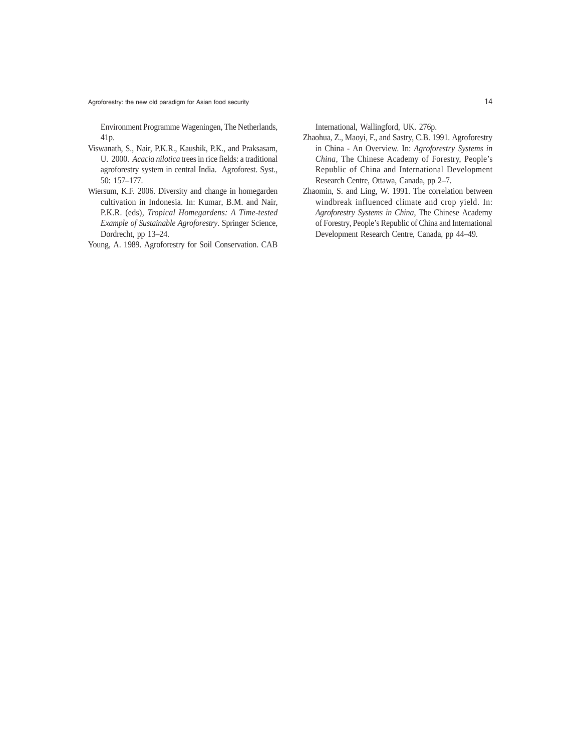Environment Programme Wageningen, The Netherlands, 41p.

Viswanath, S., Nair, P.K.R., Kaushik, P.K., and Praksasam, U. 2000. *Acacia nilotica* trees in rice fields: a traditional agroforestry system in central India. Agroforest. Syst., 50: 157–177.

Wiersum, K.F. 2006. Diversity and change in homegarden cultivation in Indonesia. In: Kumar, B.M. and Nair, P.K.R. (eds), *Tropical Homegardens: A Time-tested Example of Sustainable Agroforestry*. Springer Science, Dordrecht, pp 13–24.

Young, A. 1989. Agroforestry for Soil Conservation. CAB International, Wallingford, UK. 276p.

Zhaohua, Z., Maoyi, F., and Sastry, C.B. 1991. Agroforestry in China - An Overview. In: *Agroforestry Systems in China*, The Chinese Academy of Forestry, People's Republic of China and International Development Research Centre, Ottawa, Canada, pp 2–7.

Zhaomin, S. and Ling, W. 1991. The correlation between windbreak influenced climate and crop yield. In: *Agroforestry Systems in China*, The Chinese Academy of Forestry, People's Republic of China and International Development Research Centre, Canada, pp 44–49.